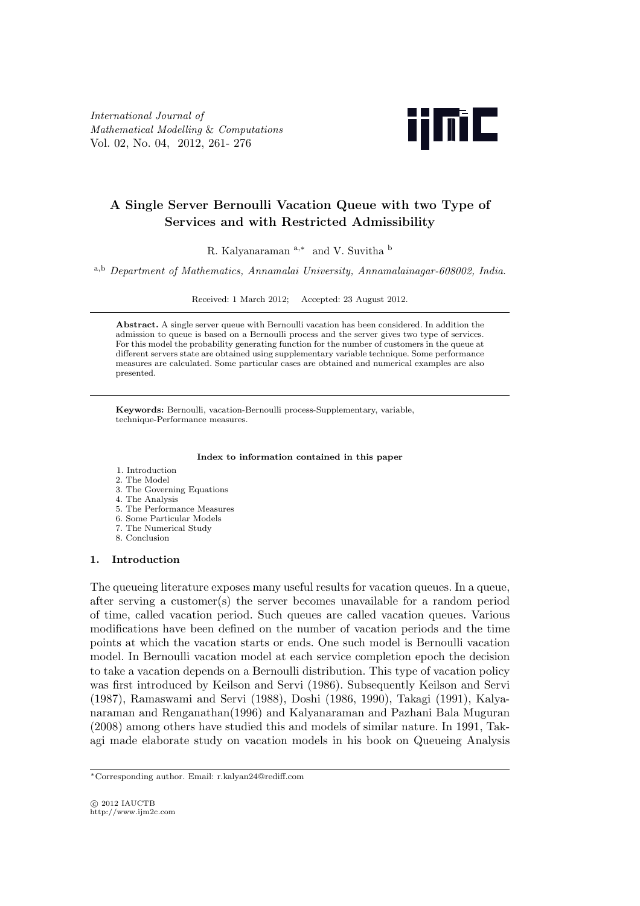International Journal of Mathematical Modelling & Computations
Vol. 02, No. 04, 2012, 261- 276

# A Single Server Bernoulli Vacation Queue with two Type of Services and with Restricted Admissibility

R. Kalyanaraman [a,*] and V. Suvitha [b]

[a,b] *Department of Mathematics, Annamalai University, Annamalainagar-608002, India.*

Received: 1 March 2012; Accepted: 23 August 2012.

**Abstract.** A single server queue with Bernoulli vacation has been considered. In addition the admission to queue is based on a Bernoulli process and the server gives two type of services. For this model the probability generating function for the number of customers in the queue at different servers state are obtained using supplementary variable technique. Some performance measures are calculated. Some particular cases are obtained and numerical examples are also presented.

**Keywords:** Bernoulli, vacation-Bernoulli process-Supplementary, variable, technique-Performance measures.

**Index to information contained in this paper**

1. Introduction
2. The Model
3. The Governing Equations
4. The Analysis
5. The Performance Measures
6. Some Particular Models
7. The Numerical Study
8. Conclusion

## 1. Introduction

The queueing literature exposes many useful results for vacation queues. In a queue, after serving a customer(s) the server becomes unavailable for a random period of time, called vacation period. Such queues are called vacation queues. Various modifications have been defined on the number of vacation periods and the time points at which the vacation starts or ends. One such model is Bernoulli vacation model. In Bernoulli vacation model at each service completion epoch the decision to take a vacation depends on a Bernoulli distribution. This type of vacation policy was first introduced by Keilson and Servi (1986). Subsequently Keilson and Servi (1987), Ramaswami and Servi (1988), Doshi (1986, 1990), Takagi (1991), Kalyanaraman and Renganathan(1996) and Kalyanaraman and Pazhani Bala Muguran (2008) among others have studied this and models of similar nature. In 1991, Takagi made elaborate study on vacation models in his book on Queueing Analysis

*Corresponding author. Email: r.kalyan24@rediff.com

© 2012 IAUCTB
http://www.ijm2c.com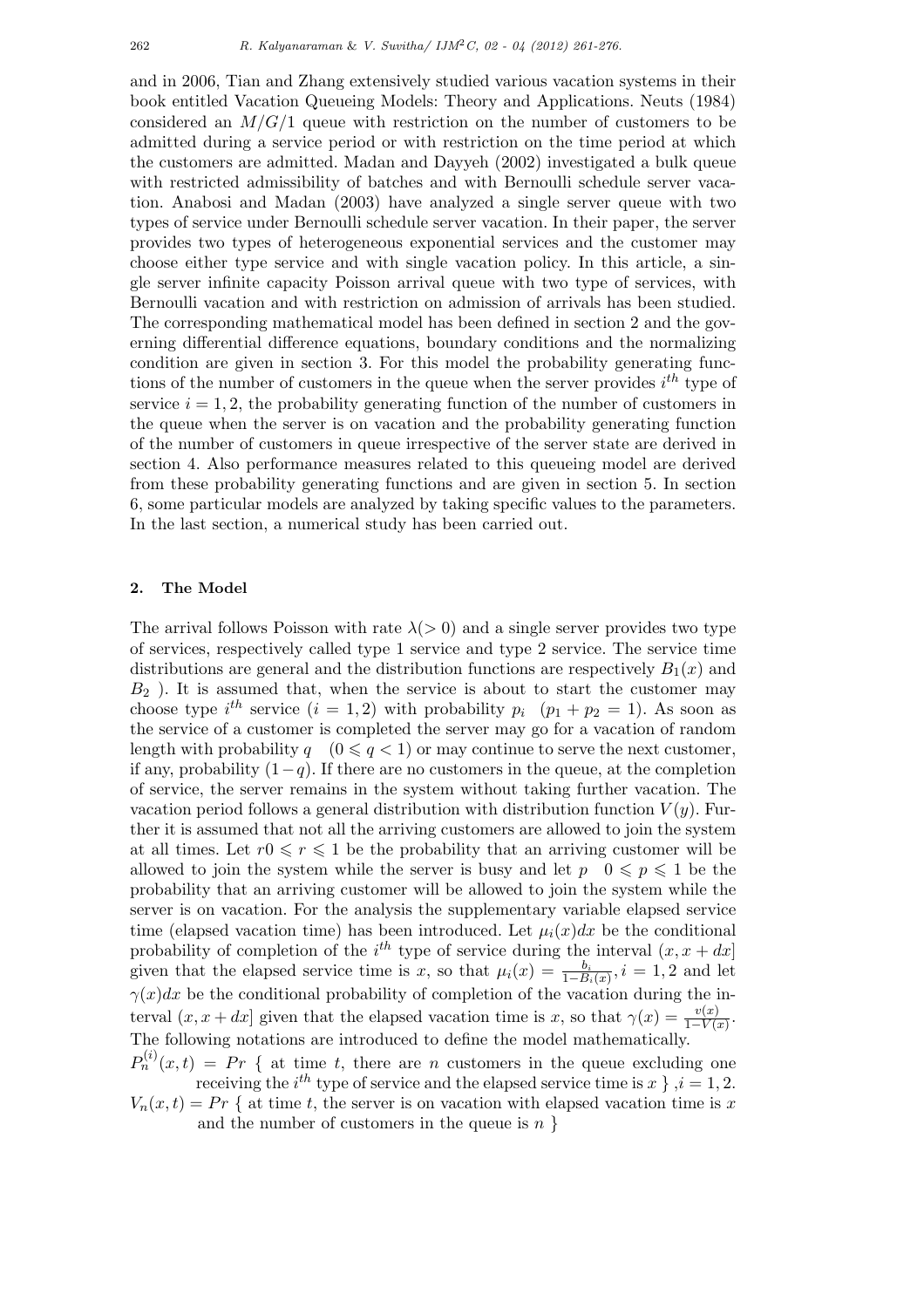and in 2006, Tian and Zhang extensively studied various vacation systems in their book entitled Vacation Queueing Models: Theory and Applications. Neuts (1984) considered an $M/G/1$ queue with restriction on the number of customers to be admitted during a service period or with restriction on the time period at which the customers are admitted. Madan and Dayyeh (2002) investigated a bulk queue with restricted admissibility of batches and with Bernoulli schedule server vacation. Anabosi and Madan (2003) have analyzed a single server queue with two types of service under Bernoulli schedule server vacation. In their paper, the server provides two types of heterogeneous exponential services and the customer may choose either type service and with single vacation policy. In this article, a single server infinite capacity Poisson arrival queue with two type of services, with Bernoulli vacation and with restriction on admission of arrivals has been studied. The corresponding mathematical model has been defined in section 2 and the governing differential difference equations, boundary conditions and the normalizing condition are given in section 3. For this model the probability generating functions of the number of customers in the queue when the server provides $i^{th}$ type of service $i = 1, 2$, the probability generating function of the number of customers in the queue when the server is on vacation and the probability generating function of the number of customers in queue irrespective of the server state are derived in section 4. Also performance measures related to this queueing model are derived from these probability generating functions and are given in section 5. In section 6, some particular models are analyzed by taking specific values to the parameters. In the last section, a numerical study has been carried out.

## 2. The Model

The arrival follows Poisson with rate $\lambda(> 0)$ and a single server provides two type of services, respectively called type 1 service and type 2 service. The service time distributions are general and the distribution functions are respectively $B_1(x)$ and $B_2$ ). It is assumed that, when the service is about to start the customer may choose type $i^{th}$ service $(i = 1, 2)$ with probability $p_i \quad (p_1 + p_2 = 1)$. As soon as the service of a customer is completed the server may go for a vacation of random length with probability $q \quad (0 \leqslant q < 1)$ or may continue to serve the next customer, if any, probability $(1-q)$. If there are no customers in the queue, at the completion of service, the server remains in the system without taking further vacation. The vacation period follows a general distribution with distribution function $V(y)$. Further it is assumed that not all the arriving customers are allowed to join the system at all times. Let $r0 \leqslant r \leqslant 1$ be the probability that an arriving customer will be allowed to join the system while the server is busy and let $p \quad 0 \leqslant p \leqslant 1$ be the probability that an arriving customer will be allowed to join the system while the server is on vacation. For the analysis the supplementary variable elapsed service time (elapsed vacation time) has been introduced. Let $\mu_i(x)dx$ be the conditional probability of completion of the $i^{th}$ type of service during the interval $(x, x + dx]$ given that the elapsed service time is $x$, so that $\mu_i(x) = \frac{b_i}{1-B_i(x)}, i = 1, 2$ and let $\gamma(x)dx$ be the conditional probability of completion of the vacation during the interval $(x, x + dx]$ given that the elapsed vacation time is $x$, so that $\gamma(x) = \frac{v(x)}{1-V(x)}$. The following notations are introduced to define the model mathematically.

$P_n^{(i)}(x,t) = Pr$ { at time $t$, there are $n$ customers in the queue excluding one receiving the $i^{th}$ type of service and the elapsed service time is $x$ } $, i = 1, 2$.

$V_n(x,t) = Pr$ { at time $t$, the server is on vacation with elapsed vacation time is $x$ and the number of customers in the queue is $n$ }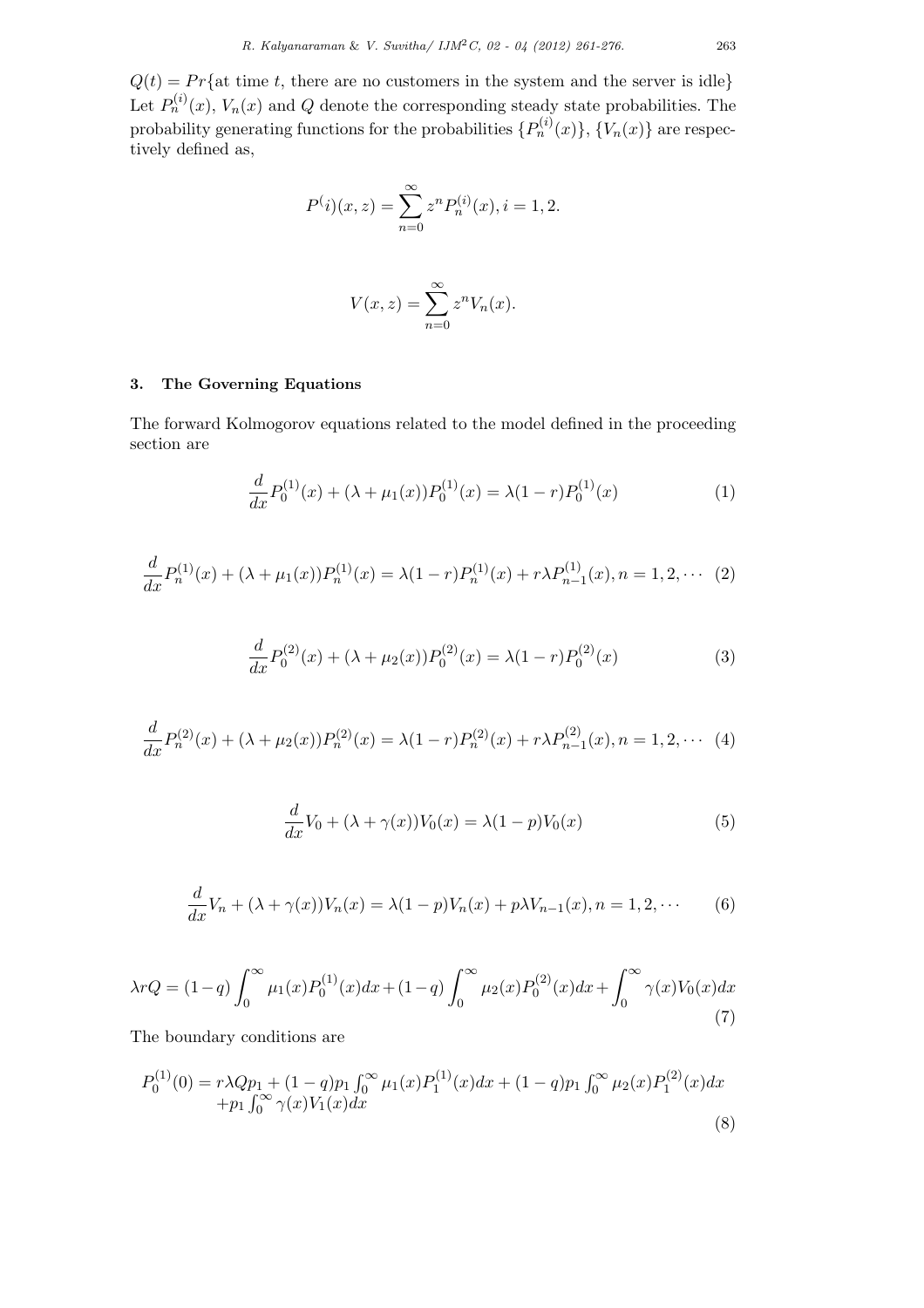$Q(t) = Pr\{$at time $t$, there are no customers in the system and the server is idle$\}$
Let $P_n^{(i)}(x)$, $V_n(x)$ and $Q$ denote the corresponding steady state probabilities. The probability generating functions for the probabilities $\{P_n^{(i)}(x)\}$, $\{V_n(x)\}$ are respectively defined as,

$$P^(i)(x,z) = \sum_{n=0}^{\infty} z^n P_n^{(i)}(x), i = 1, 2.$$

$$V(x,z) = \sum_{n=0}^{\infty} z^n V_n(x).$$

## 3. The Governing Equations

The forward Kolmogorov equations related to the model defined in the proceeding section are

$$\frac{d}{dx}P_0^{(1)}(x) + (\lambda + \mu_1(x))P_0^{(1)}(x) = \lambda(1-r)P_0^{(1)}(x) \tag{1}$$

$$\frac{d}{dx}P_n^{(1)}(x) + (\lambda + \mu_1(x))P_n^{(1)}(x) = \lambda(1-r)P_n^{(1)}(x) + r\lambda P_{n-1}^{(1)}(x), n = 1, 2, \cdots \tag{2}$$

$$\frac{d}{dx}P_0^{(2)}(x) + (\lambda + \mu_2(x))P_0^{(2)}(x) = \lambda(1-r)P_0^{(2)}(x) \tag{3}$$

$$\frac{d}{dx}P_n^{(2)}(x) + (\lambda + \mu_2(x))P_n^{(2)}(x) = \lambda(1-r)P_n^{(2)}(x) + r\lambda P_{n-1}^{(2)}(x), n = 1, 2, \cdots \tag{4}$$

$$\frac{d}{dx}V_0 + (\lambda + \gamma(x))V_0(x) = \lambda(1-p)V_0(x) \tag{5}$$

$$\frac{d}{dx}V_n + (\lambda + \gamma(x))V_n(x) = \lambda(1-p)V_n(x) + p\lambda V_{n-1}(x), n = 1, 2, \cdots \tag{6}$$

$$\lambda r Q = (1-q)\int_0^\infty \mu_1(x)P_0^{(1)}(x)dx + (1-q)\int_0^\infty \mu_2(x)P_0^{(2)}(x)dx + \int_0^\infty \gamma(x)V_0(x)dx \tag{7}$$

The boundary conditions are

$$\begin{aligned}P_0^{(1)}(0) = {} & r\lambda Q p_1 + (1-q)p_1\int_0^\infty \mu_1(x)P_1^{(1)}(x)dx + (1-q)p_1\int_0^\infty \mu_2(x)P_1^{(2)}(x)dx \\ & + p_1\int_0^\infty \gamma(x)V_1(x)dx\end{aligned} \tag{8}$$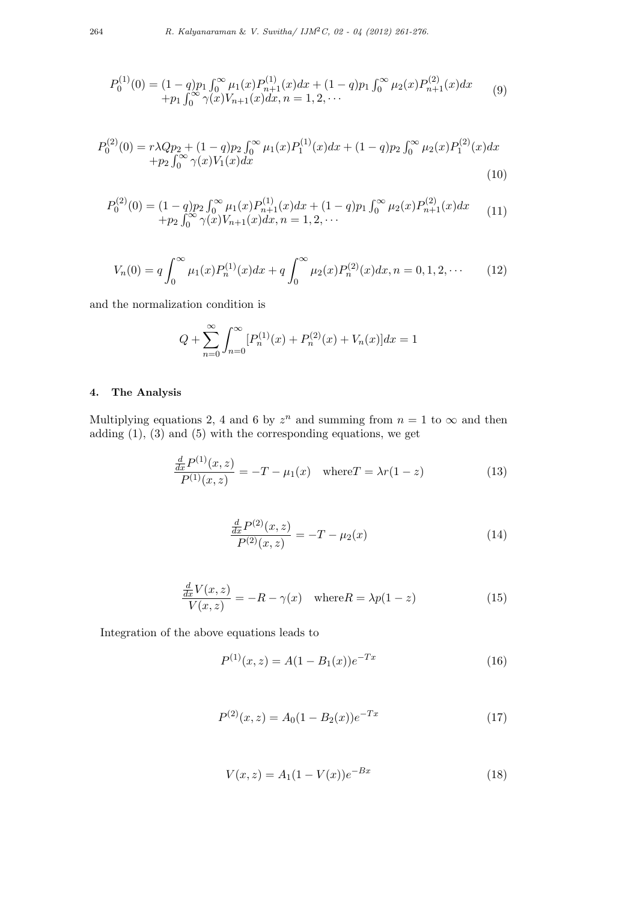$$P_0^{(1)}(0) = (1-q)p_1 \int_0^\infty \mu_1(x) P_{n+1}^{(1)}(x)dx + (1-q)p_1 \int_0^\infty \mu_2(x) P_{n+1}^{(2)}(x)dx \\ +p_1 \int_0^\infty \gamma(x) V_{n+1}(x)dx, n = 1, 2, \cdots \tag{9}$$

$$P_0^{(2)}(0) = r\lambda Q p_2 + (1-q)p_2 \int_0^\infty \mu_1(x) P_1^{(1)}(x)dx + (1-q)p_2 \int_0^\infty \mu_2(x) P_1^{(2)}(x)dx \\ +p_2 \int_0^\infty \gamma(x) V_1(x)dx \tag{10}$$

$$P_0^{(2)}(0) = (1-q)p_2 \int_0^\infty \mu_1(x) P_{n+1}^{(1)}(x)dx + (1-q)p_1 \int_0^\infty \mu_2(x) P_{n+1}^{(2)}(x)dx \\ +p_2 \int_0^\infty \gamma(x) V_{n+1}(x)dx, n = 1, 2, \cdots \tag{11}$$

$$V_n(0) = q \int_0^\infty \mu_1(x) P_n^{(1)}(x)dx + q \int_0^\infty \mu_2(x) P_n^{(2)}(x)dx, n = 0, 1, 2, \cdots \tag{12}$$

and the normalization condition is

$$Q + \sum_{n=0}^{\infty} \int_{n=0}^{\infty} [P_n^{(1)}(x) + P_n^{(2)}(x) + V_n(x)]dx = 1$$

## 4. The Analysis

Multiplying equations 2, 4 and 6 by $z^n$ and summing from $n = 1$ to $\infty$ and then adding (1), (3) and (5) with the corresponding equations, we get

$$\frac{\frac{d}{dx}P^{(1)}(x,z)}{P^{(1)}(x,z)} = -T - \mu_1(x) \quad \text{where} T = \lambda r(1-z) \tag{13}$$

$$\frac{\frac{d}{dx}P^{(2)}(x,z)}{P^{(2)}(x,z)} = -T - \mu_2(x) \tag{14}$$

$$\frac{\frac{d}{dx}V(x,z)}{V(x,z)} = -R - \gamma(x) \quad \text{where} R = \lambda p(1-z) \tag{15}$$

Integration of the above equations leads to

$$P^{(1)}(x,z) = A(1 - B_1(x))e^{-Tx} \tag{16}$$

$$P^{(2)}(x,z) = A_0(1 - B_2(x))e^{-Tx} \tag{17}$$

$$V(x,z) = A_1(1 - V(x))e^{-Bx} \tag{18}$$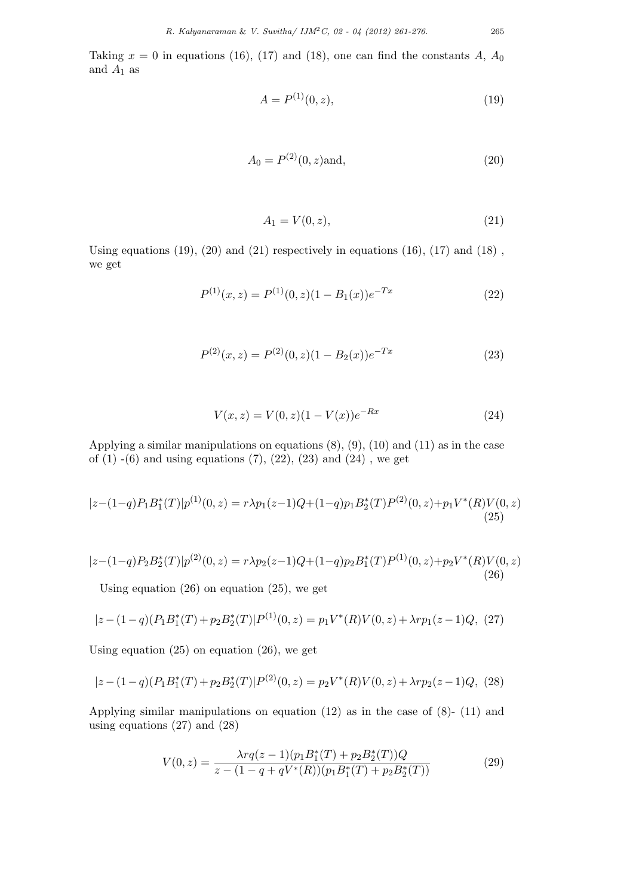Taking $x = 0$ in equations (16), (17) and (18), one can find the constants $A$, $A_0$ and $A_1$ as

$$A = P^{(1)}(0, z), \tag{19}$$

$$A_0 = P^{(2)}(0, z)\text{and}, \tag{20}$$

$$A_1 = V(0, z), \tag{21}$$

Using equations (19), (20) and (21) respectively in equations (16), (17) and (18) , we get

$$P^{(1)}(x, z) = P^{(1)}(0, z)(1 - B_1(x))e^{-Tx} \tag{22}$$

$$P^{(2)}(x, z) = P^{(2)}(0, z)(1 - B_2(x))e^{-Tx} \tag{23}$$

$$V(x, z) = V(0, z)(1 - V(x))e^{-Rx} \tag{24}$$

Applying a similar manipulations on equations (8), (9), (10) and (11) as in the case of (1) -(6) and using equations (7), (22), (23) and (24) , we get

$$|z-(1-q)P_1B_1^*(T)|p^{(1)}(0, z) = r\lambda p_1(z-1)Q+(1-q)p_1B_2^*(T)P^{(2)}(0, z)+p_1V^*(R)V(0, z) \tag{25}$$

$$|z-(1-q)P_2B_2^*(T)|p^{(2)}(0, z) = r\lambda p_2(z-1)Q+(1-q)p_2B_1^*(T)P^{(1)}(0, z)+p_2V^*(R)V(0, z) \tag{26}$$

Using equation (26) on equation (25), we get

$$|z - (1 - q)(P_1B_1^*(T) + p_2B_2^*(T)|P^{(1)}(0, z) = p_1V^*(R)V(0, z) + \lambda rp_1(z - 1)Q, \tag{27}$$

Using equation (25) on equation (26), we get

$$|z - (1 - q)(P_1B_1^*(T) + p_2B_2^*(T)|P^{(2)}(0, z) = p_2V^*(R)V(0, z) + \lambda rp_2(z - 1)Q, \tag{28}$$

Applying similar manipulations on equation (12) as in the case of (8)- (11) and using equations (27) and (28)

$$V(0, z) = \frac{\lambda rq(z - 1)(p_1B_1^*(T) + p_2B_2^*(T))Q}{z - (1 - q + qV^*(R))(p_1B_1^*(T) + p_2B_2^*(T))} \tag{29}$$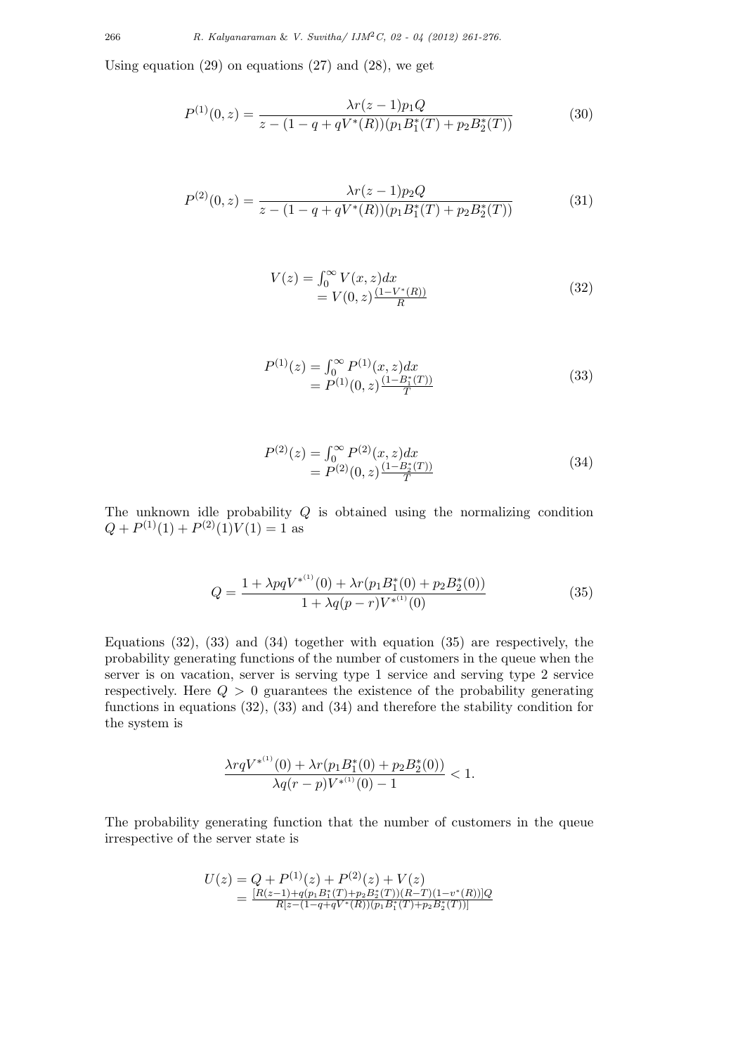Using equation (29) on equations (27) and (28), we get

$$P^{(1)}(0,z) = \frac{\lambda r(z-1)p_1 Q}{z-(1-q+qV^*(R))(p_1B_1^*(T)+p_2B_2^*(T))} \tag{30}$$

$$P^{(2)}(0,z) = \frac{\lambda r(z-1)p_2 Q}{z-(1-q+qV^*(R))(p_1B_1^*(T)+p_2B_2^*(T))} \tag{31}$$

$$\begin{aligned} V(z) &= \textstyle\int_0^\infty V(x,z)dx \\ &= V(0,z)\frac{(1-V^*(R))}{R} \end{aligned} \tag{32}$$

$$\begin{aligned} P^{(1)}(z) &= \textstyle\int_0^\infty P^{(1)}(x,z)dx \\ &= P^{(1)}(0,z)\frac{(1-B_1^*(T))}{T} \end{aligned} \tag{33}$$

$$\begin{aligned} P^{(2)}(z) &= \textstyle\int_0^\infty P^{(2)}(x,z)dx \\ &= P^{(2)}(0,z)\frac{(1-B_2^*(T))}{T} \end{aligned} \tag{34}$$

The unknown idle probability $Q$ is obtained using the normalizing condition $Q + P^{(1)}(1) + P^{(2)}(1)V(1) = 1$ as

$$Q = \frac{1+\lambda pqV^{*^{(1)}}(0)+\lambda r(p_1B_1^*(0)+p_2B_2^*(0))}{1+\lambda q(p-r)V^{*^{(1)}}(0)} \tag{35}$$

Equations (32), (33) and (34) together with equation (35) are respectively, the probability generating functions of the number of customers in the queue when the server is on vacation, server is serving type 1 service and serving type 2 service respectively. Here $Q > 0$ guarantees the existence of the probability generating functions in equations (32), (33) and (34) and therefore the stability condition for the system is

$$\frac{\lambda rqV^{*^{(1)}}(0)+\lambda r(p_1B_1^*(0)+p_2B_2^*(0))}{\lambda q(r-p)V^{*^{(1)}}(0)-1} < 1.$$

The probability generating function that the number of customers in the queue irrespective of the server state is

$$\begin{aligned} U(z) &= Q + P^{(1)}(z) + P^{(2)}(z) + V(z) \\ &= \frac{[R(z-1)+q(p_1B_1^*(T)+p_2B_2^*(T))(R-T)(1-v^*(R))]Q}{R[z-(1-q+qV^*(R))(p_1B_1^*(T)+p_2B_2^*(T))]} \end{aligned}$$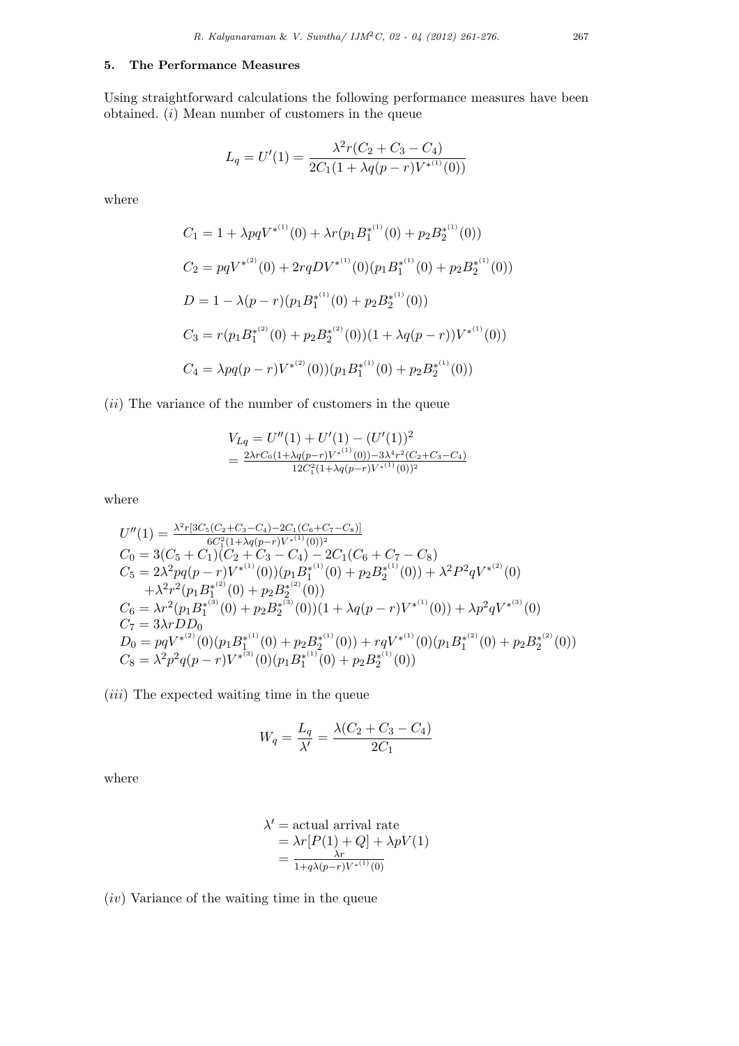## 5. The Performance Measures

Using straightforward calculations the following performance measures have been obtained. (*i*) Mean number of customers in the queue

$$L_q = U'(1) = \frac{\lambda^2 r(C_2 + C_3 - C_4)}{2C_1(1 + \lambda q(p-r)V^{*^{(1)}}(0))}$$

where

$$C_1 = 1 + \lambda pq V^{*^{(1)}}(0) + \lambda r(p_1 B_1^{*^{(1)}}(0) + p_2 B_2^{*^{(1)}}(0))$$

$$C_2 = pqV^{*^{(2)}}(0) + 2rqDV^{*^{(1)}}(0)(p_1 B_1^{*^{(1)}}(0) + p_2 B_2^{*^{(1)}}(0))$$

$$D = 1 - \lambda(p-r)(p_1 B_1^{*^{(1)}}(0) + p_2 B_2^{*^{(1)}}(0))$$

$$C_3 = r(p_1 B_1^{*^{(2)}}(0) + p_2 B_2^{*^{(2)}}(0))(1 + \lambda q(p-r))V^{*^{(1)}}(0))$$

$$C_4 = \lambda pq(p-r)V^{*^{(2)}}(0))(p_1 B_1^{*^{(1)}}(0) + p_2 B_2^{*^{(1)}}(0))$$

(*ii*) The variance of the number of customers in the queue

$$\begin{aligned} V_{Lq} &= U''(1) + U'(1) - (U'(1))^2 \\ &= \frac{2\lambda r C_0(1+\lambda q(p-r)V^{*^{(1)}}(0)) - 3\lambda^4 r^2 (C_2+C_3-C_4)}{12C_1^2(1+\lambda q(p-r)V^{*^{(1)}}(0))^2} \end{aligned}$$

where

$$\begin{aligned}
U''(1) &= \frac{\lambda^2 r[3C_5(C_2+C_3-C_4) - 2C_1(C_6+C_7-C_8)]}{6C_1^2(1+\lambda q(p-r)V^{*^{(1)}}(0))^2} \\
C_0 &= 3(C_5 + C_1)(C_2 + C_3 - C_4) - 2C_1(C_6 + C_7 - C_8) \\
C_5 &= 2\lambda^2 pq(p-r)V^{*^{(1)}}(0))(p_1 B_1^{*^{(1)}}(0) + p_2 B_2^{*^{(1)}}(0)) + \lambda^2 P^2 q V^{*^{(2)}}(0) \\
&\quad + \lambda^2 r^2 (p_1 B_1^{*^{(2)}}(0) + p_2 B_2^{*^{(2)}}(0)) \\
C_6 &= \lambda r^2 (p_1 B_1^{*^{(3)}}(0) + p_2 B_2^{*^{(3)}}(0))(1 + \lambda q(p-r)V^{*^{(1)}}(0)) + \lambda p^2 q V^{*^{(3)}}(0) \\
C_7 &= 3\lambda r D D_0 \\
D_0 &= pqV^{*^{(2)}}(0)(p_1 B_1^{*^{(1)}}(0) + p_2 B_2^{*^{(1)}}(0)) + rqV^{*^{(1)}}(0)(p_1 B_1^{*^{(2)}}(0) + p_2 B_2^{*^{(2)}}(0)) \\
C_8 &= \lambda^2 p^2 q(p-r)V^{*^{(3)}}(0)(p_1 B_1^{*^{(1)}}(0) + p_2 B_2^{*^{(1)}}(0))
\end{aligned}$$

(*iii*) The expected waiting time in the queue

$$W_q = \frac{L_q}{\lambda'} = \frac{\lambda(C_2 + C_3 - C_4)}{2C_1}$$

where

$$\begin{aligned} \lambda' &= \text{actual arrival rate} \\ &= \lambda r[P(1) + Q] + \lambda p V(1) \\ &= \frac{\lambda r}{1 + q\lambda(p-r)V^{*^{(1)}}(0)} \end{aligned}$$

(*iv*) Variance of the waiting time in the queue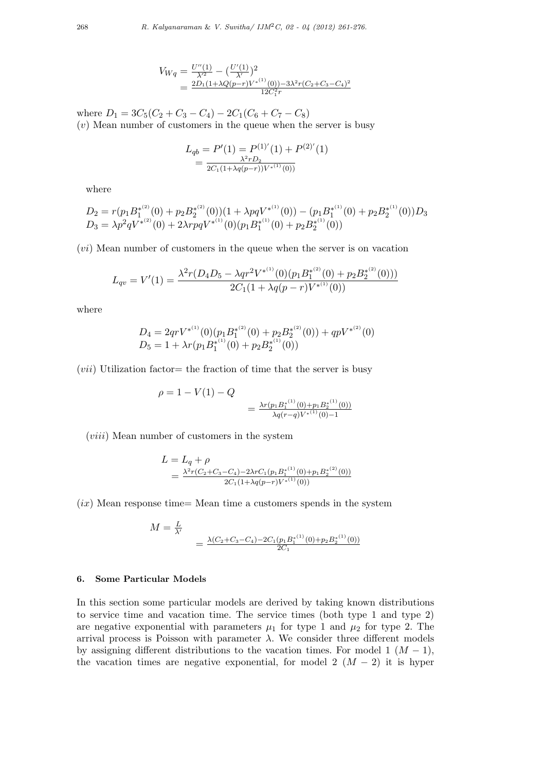$$V_{Wq} = \frac{U''(1)}{\lambda'^2} - (\frac{U'(1)}{\lambda'})^2$$
$$= \frac{2D_1(1+\lambda Q(p-r)V^{*^{(1)}}(0)) - 3\lambda^2 r(C_2+C_3-C_4)^2}{12C_1^2 r}$$

where $D_1 = 3C_5(C_2 + C_3 - C_4) - 2C_1(C_6 + C_7 - C_8)$

$(v)$ Mean number of customers in the queue when the server is busy

$$L_{qb} = P'(1) = P^{(1)'}(1) + P^{(2)'}(1)$$
$$= \frac{\lambda^2 r D_2}{2C_1(1+\lambda q(p-r))V^{*^{(1)}}(0))}$$

where

$$D_2 = r(p_1 B_1^{*^{(2)}}(0) + p_2 B_2^{*^{(2)}}(0))(1 + \lambda pqV^{*^{(1)}}(0)) - (p_1 B_1^{*^{(1)}}(0) + p_2 B_2^{*^{(1)}}(0))D_3$$
$$D_3 = \lambda p^2 q V^{*^{(2)}}(0) + 2\lambda rpqV^{*^{(1)}}(0)(p_1 B_1^{*^{(1)}}(0) + p_2 B_2^{*^{(1)}}(0))$$

$(vi)$ Mean number of customers in the queue when the server is on vacation

$$L_{qv} = V'(1) = \frac{\lambda^2 r(D_4 D_5 - \lambda q r^2 V^{*^{(1)}}(0)(p_1 B_1^{*^{(2)}}(0) + p_2 B_2^{*^{(2)}}(0)))}{2C_1(1 + \lambda q(p-r)V^{*^{(1)}}(0))}$$

where

$$D_4 = 2qrV^{*^{(1)}}(0)(p_1 B_1^{*^{(2)}}(0) + p_2 B_2^{*^{(2)}}(0)) + qpV^{*^{(2)}}(0)$$
$$D_5 = 1 + \lambda r(p_1 B_1^{*^{(1)}}(0) + p_2 B_2^{*^{(1)}}(0))$$

$(vii)$ Utilization factor= the fraction of time that the server is busy

$$\rho = 1 - V(1) - Q$$
$$= \frac{\lambda r(p_1 B_1^{*^{(1)}}(0) + p_1 B_2^{*^{(1)}}(0))}{\lambda q(r-q)V^{*^{(1)}}(0) - 1}$$

$(viii)$ Mean number of customers in the system

$$L = L_q + \rho$$
$$= \frac{\lambda^2 r(C_2+C_3-C_4) - 2\lambda r C_1(p_1 B_1^{*^{(1)}}(0) + p_1 B_2^{*^{(2)}}(0))}{2C_1(1+\lambda q(p-r)V^{*^{(1)}}(0))}$$

$(ix)$ Mean response time= Mean time a customers spends in the system

$$M = \frac{L}{\lambda'}$$
$$= \frac{\lambda(C_2+C_3-C_4) - 2C_1(p_1 B_1^{*^{(1)}}(0) + p_2 B_2^{*^{(1)}}(0))}{2C_1}$$

## 6. Some Particular Models

In this section some particular models are derived by taking known distributions to service time and vacation time. The service times (both type 1 and type 2) are negative exponential with parameters $\mu_1$ for type 1 and $\mu_2$ for type 2. The arrival process is Poisson with parameter $\lambda$. We consider three different models by assigning different distributions to the vacation times. For model 1 $(M-1)$, the vacation times are negative exponential, for model 2 $(M-2)$ it is hyper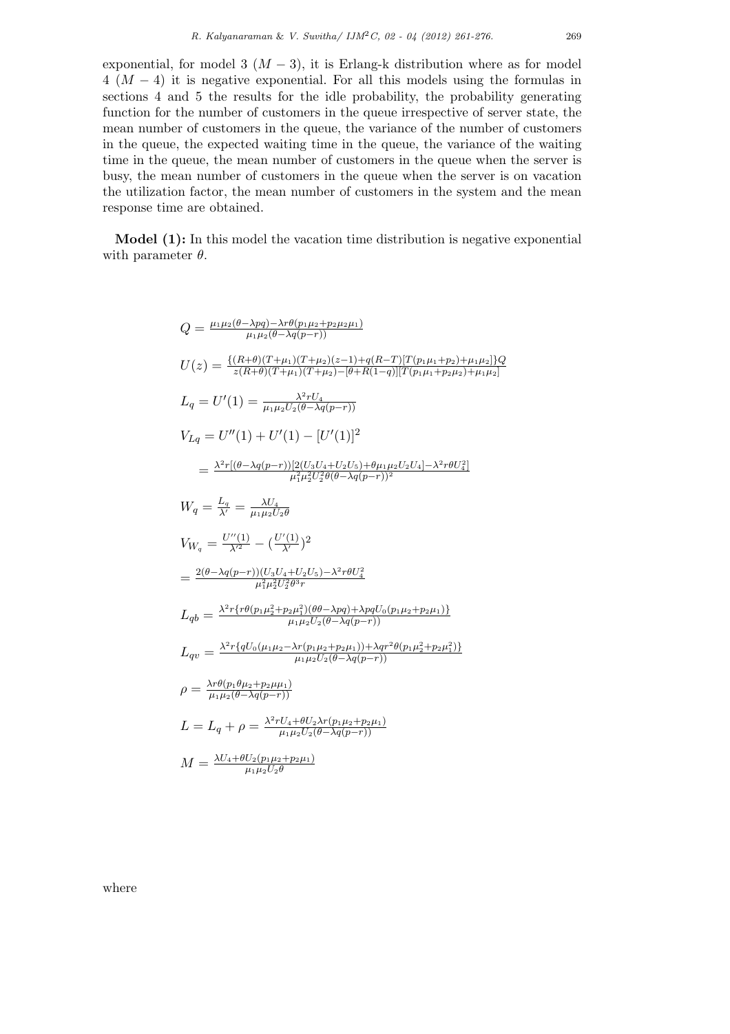exponential, for model 3 ($M-3$), it is Erlang-k distribution where as for model 4 ($M-4$) it is negative exponential. For all this models using the formulas in sections 4 and 5 the results for the idle probability, the probability generating function for the number of customers in the queue irrespective of server state, the mean number of customers in the queue, the variance of the number of customers in the queue, the expected waiting time in the queue, the variance of the waiting time in the queue, the mean number of customers in the queue when the server is busy, the mean number of customers in the queue when the server is on vacation the utilization factor, the mean number of customers in the system and the mean response time are obtained.

**Model (1):** In this model the vacation time distribution is negative exponential with parameter $\theta$.

$$Q = \frac{\mu_1\mu_2(\theta-\lambda pq)-\lambda r\theta(p_1\mu_2+p_2\mu_2\mu_1)}{\mu_1\mu_2(\theta-\lambda q(p-r))}$$

$$U(z) = \frac{\{(R+\theta)(T+\mu_1)(T+\mu_2)(z-1)+q(R-T)[T(p_1\mu_1+p_2)+\mu_1\mu_2]\}Q}{z(R+\theta)(T+\mu_1)(T+\mu_2)-[\theta+R(1-q)][T(p_1\mu_1+p_2\mu_2)+\mu_1\mu_2]}$$

$$L_q = U'(1) = \frac{\lambda^2 r U_4}{\mu_1\mu_2 U_2(\theta-\lambda q(p-r))}$$

$$V_{Lq} = U''(1) + U'(1) - [U'(1)]^2$$

$$= \frac{\lambda^2 r[(\theta-\lambda q(p-r))[2(U_3U_4+U_2U_5)+\theta\mu_1\mu_2U_2U_4]-\lambda^2 r\theta U_4^2]}{\mu_1^2\mu_2^2U_2^2\theta(\theta-\lambda q(p-r))^2}$$

$$W_q = \frac{L_q}{\lambda'} = \frac{\lambda U_4}{\mu_1\mu_2U_2\theta}$$

$$V_{W_q} = \frac{U''(1)}{\lambda'^2} - \left(\frac{U'(1)}{\lambda'}\right)^2$$

$$= \frac{2(\theta-\lambda q(p-r))(U_3U_4+U_2U_5)-\lambda^2 r\theta U_4^2}{\mu_1^2\mu_2^2U_2^2\theta^3 r}$$

$$L_{qb} = \frac{\lambda^2 r\{r\theta(p_1\mu_2^2+p_2\mu_1^2)(\theta\theta-\lambda pq)+\lambda pqU_0(p_1\mu_2+p_2\mu_1)\}}{\mu_1\mu_2U_2(\theta-\lambda q(p-r))}$$

$$L_{qv} = \frac{\lambda^2 r\{qU_0(\mu_1\mu_2-\lambda r(p_1\mu_2+p_2\mu_1))+\lambda qr^2\theta(p_1\mu_2^2+p_2\mu_1^2)\}}{\mu_1\mu_2U_2(\theta-\lambda q(p-r))}$$

$$\rho = \frac{\lambda r\theta(p_1\theta\mu_2+p_2\mu\mu_1)}{\mu_1\mu_2(\theta-\lambda q(p-r))}$$

$$L = L_q + \rho = \frac{\lambda^2 rU_4+\theta U_2\lambda r(p_1\mu_2+p_2\mu_1)}{\mu_1\mu_2U_2(\theta-\lambda q(p-r))}$$

$$M = \frac{\lambda U_4+\theta U_2(p_1\mu_2+p_2\mu_1)}{\mu_1\mu_2U_2\theta}$$

where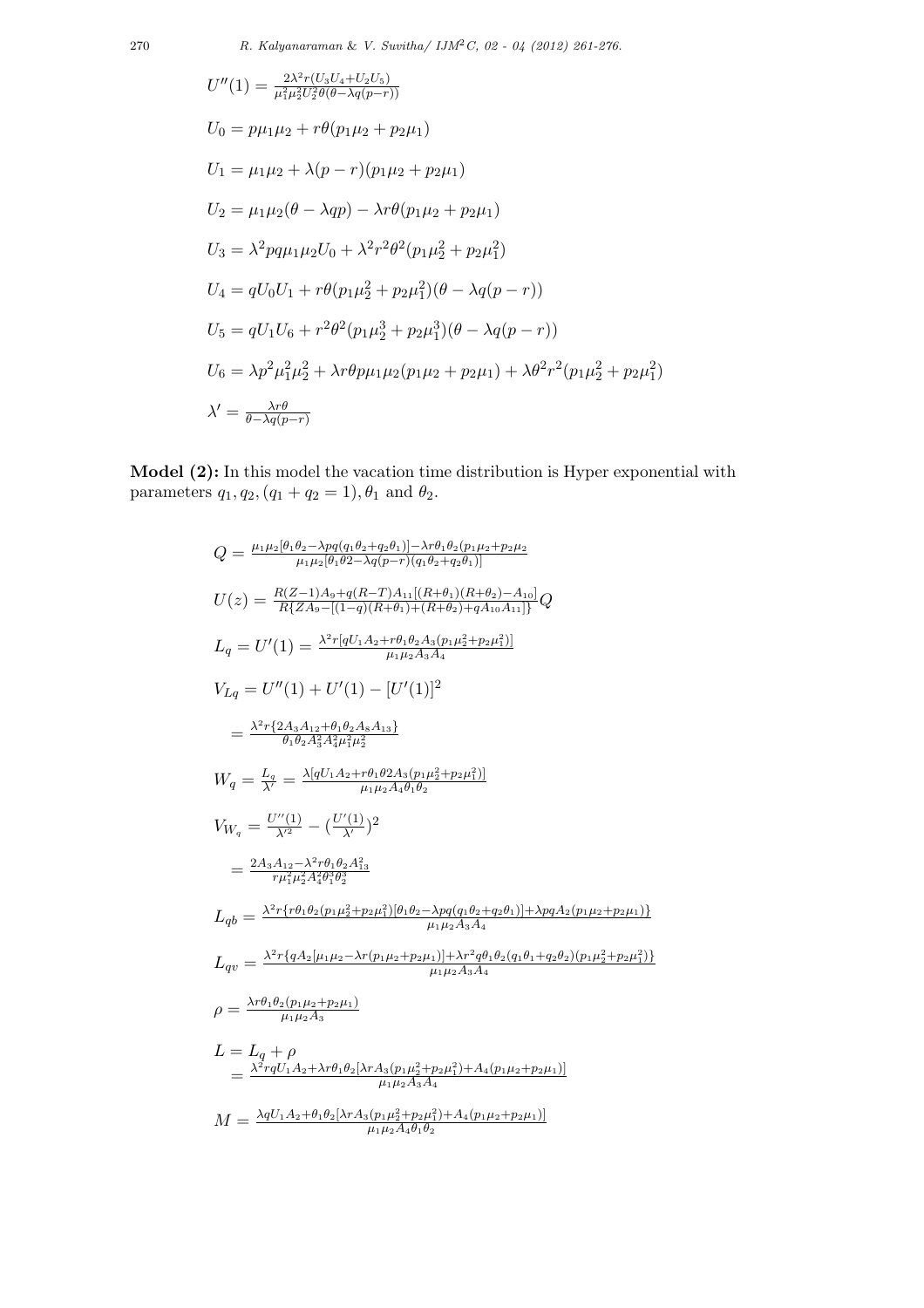$$U''(1) = \frac{2\lambda^2 r(U_3U_4+U_2U_5)}{\mu_1^2\mu_2^2U_2^2\theta(\theta-\lambda q(p-r))}$$

$$U_0 = p\mu_1\mu_2 + r\theta(p_1\mu_2 + p_2\mu_1)$$

$$U_1 = \mu_1\mu_2 + \lambda(p-r)(p_1\mu_2 + p_2\mu_1)$$

$$U_2 = \mu_1\mu_2(\theta - \lambda qp) - \lambda r\theta(p_1\mu_2 + p_2\mu_1)$$

$$U_3 = \lambda^2 pq\mu_1\mu_2U_0 + \lambda^2 r^2\theta^2(p_1\mu_2^2 + p_2\mu_1^2)$$

$$U_4 = qU_0U_1 + r\theta(p_1\mu_2^2 + p_2\mu_1^2)(\theta - \lambda q(p-r))$$

$$U_5 = qU_1U_6 + r^2\theta^2(p_1\mu_2^3 + p_2\mu_1^3)(\theta - \lambda q(p-r))$$

$$U_6 = \lambda p^2\mu_1^2\mu_2^2 + \lambda r\theta p\mu_1\mu_2(p_1\mu_2 + p_2\mu_1) + \lambda\theta^2 r^2(p_1\mu_2^2 + p_2\mu_1^2)$$

$$\lambda' = \frac{\lambda r\theta}{\theta - \lambda q(p-r)}$$

**Model (2):** In this model the vacation time distribution is Hyper exponential with parameters $q_1, q_2, (q_1 + q_2 = 1), \theta_1$ and $\theta_2$.

$$Q = \frac{\mu_1\mu_2[\theta_1\theta_2 - \lambda pq(q_1\theta_2 + q_2\theta_1)] - \lambda r\theta_1\theta_2(p_1\mu_2 + p_2\mu_2}{\mu_1\mu_2[\theta_1\theta 2 - \lambda q(p-r)(q_1\theta_2 + q_2\theta_1)]}$$

$$U(z) = \frac{R(Z-1)A_9 + q(R-T)A_{11}[(R+\theta_1)(R+\theta_2) - A_{10}]}{R\{ZA_9 - [(1-q)(R+\theta_1) + (R+\theta_2) + qA_{10}A_{11}]\}}Q$$

$$L_q = U'(1) = \frac{\lambda^2 r[qU_1A_2 + r\theta_1\theta_2A_3(p_1\mu_2^2 + p_2\mu_1^2)]}{\mu_1\mu_2A_3A_4}$$

$$V_{Lq} = U''(1) + U'(1) - [U'(1)]^2$$

$$= \frac{\lambda^2 r\{2A_3A_{12} + \theta_1\theta_2A_8A_{13}\}}{\theta_1\theta_2A_3^2A_4^2\mu_1^2\mu_2^2}$$

$$W_q = \frac{L_q}{\lambda'} = \frac{\lambda[qU_1A_2 + r\theta_1\theta 2A_3(p_1\mu_2^2 + p_2\mu_1^2)]}{\mu_1\mu_2A_4\theta_1\theta_2}$$

$$V_{W_q} = \frac{U''(1)}{\lambda'^2} - \left(\frac{U'(1)}{\lambda'}\right)^2$$

$$= \frac{2A_3A_{12} - \lambda^2 r\theta_1\theta_2A_{13}^2}{r\mu_1^2\mu_2^2A_4^2\theta_1^3\theta_2^3}$$

$$L_{qb} = \frac{\lambda^2 r\{r\theta_1\theta_2(p_1\mu_2^2 + p_2\mu_1^2)[\theta_1\theta_2 - \lambda pq(q_1\theta_2 + q_2\theta_1)] + \lambda pqA_2(p_1\mu_2 + p_2\mu_1)\}}{\mu_1\mu_2A_3A_4}$$

$$L_{qv} = \frac{\lambda^2 r\{qA_2[\mu_1\mu_2 - \lambda r(p_1\mu_2 + p_2\mu_1)] + \lambda r^2 q\theta_1\theta_2(q_1\theta_1 + q_2\theta_2)(p_1\mu_2^2 + p_2\mu_1^2)\}}{\mu_1\mu_2A_3A_4}$$

$$\rho = \frac{\lambda r\theta_1\theta_2(p_1\mu_2 + p_2\mu_1)}{\mu_1\mu_2A_3}$$

$$L = L_q + \rho$$
$$= \frac{\lambda^2 rqU_1A_2 + \lambda r\theta_1\theta_2[\lambda rA_3(p_1\mu_2^2 + p_2\mu_1^2) + A_4(p_1\mu_2 + p_2\mu_1)]}{\mu_1\mu_2A_3A_4}$$

$$M = \frac{\lambda qU_1A_2 + \theta_1\theta_2[\lambda rA_3(p_1\mu_2^2 + p_2\mu_1^2) + A_4(p_1\mu_2 + p_2\mu_1)]}{\mu_1\mu_2A_4\theta_1\theta_2}$$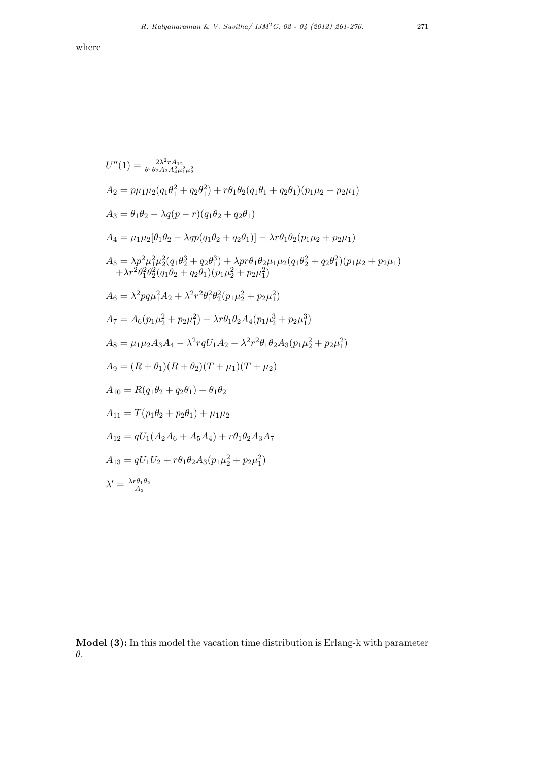where

$$U''(1) = \frac{2\lambda^2 r A_{12}}{\theta_1\theta_2 A_3 A_4^2 \mu_1^2 \mu_2^2}$$

$$A_2 = p\mu_1\mu_2(q_1\theta_1^2 + q_2\theta_1^2) + r\theta_1\theta_2(q_1\theta_1 + q_2\theta_1)(p_1\mu_2 + p_2\mu_1)$$

$$A_3 = \theta_1\theta_2 - \lambda q(p - r)(q_1\theta_2 + q_2\theta_1)$$

$$A_4 = \mu_1\mu_2[\theta_1\theta_2 - \lambda qp(q_1\theta_2 + q_2\theta_1)] - \lambda r\theta_1\theta_2(p_1\mu_2 + p_2\mu_1)$$

$$A_5 = \lambda p^2\mu_1^2\mu_2^2(q_1\theta_2^3 + q_2\theta_1^3) + \lambda pr\theta_1\theta_2\mu_1\mu_2(q_1\theta_2^2 + q_2\theta_1^2)(p_1\mu_2 + p_2\mu_1) + \lambda r^2\theta_1^2\theta_2^2(q_1\theta_2 + q_2\theta_1)(p_1\mu_2^2 + p_2\mu_1^2)$$

$$A_6 = \lambda^2 pq\mu_1^2 A_2 + \lambda^2 r^2\theta_1^2\theta_2^2(p_1\mu_2^2 + p_2\mu_1^2)$$

$$A_7 = A_6(p_1\mu_2^2 + p_2\mu_1^2) + \lambda r\theta_1\theta_2 A_4(p_1\mu_2^3 + p_2\mu_1^3)$$

$$A_8 = \mu_1\mu_2 A_3 A_4 - \lambda^2 rqU_1 A_2 - \lambda^2 r^2\theta_1\theta_2 A_3(p_1\mu_2^2 + p_2\mu_1^2)$$

$$A_9 = (R + \theta_1)(R + \theta_2)(T + \mu_1)(T + \mu_2)$$

$$A_{10} = R(q_1\theta_2 + q_2\theta_1) + \theta_1\theta_2$$

$$A_{11} = T(p_1\theta_2 + p_2\theta_1) + \mu_1\mu_2$$

$$A_{12} = qU_1(A_2 A_6 + A_5 A_4) + r\theta_1\theta_2 A_3 A_7$$

$$A_{13} = qU_1 U_2 + r\theta_1\theta_2 A_3(p_1\mu_2^2 + p_2\mu_1^2)$$

$$\lambda' = \frac{\lambda r\theta_1\theta_2}{A_3}$$

**Model (3):** In this model the vacation time distribution is Erlang-k with parameter $\theta$.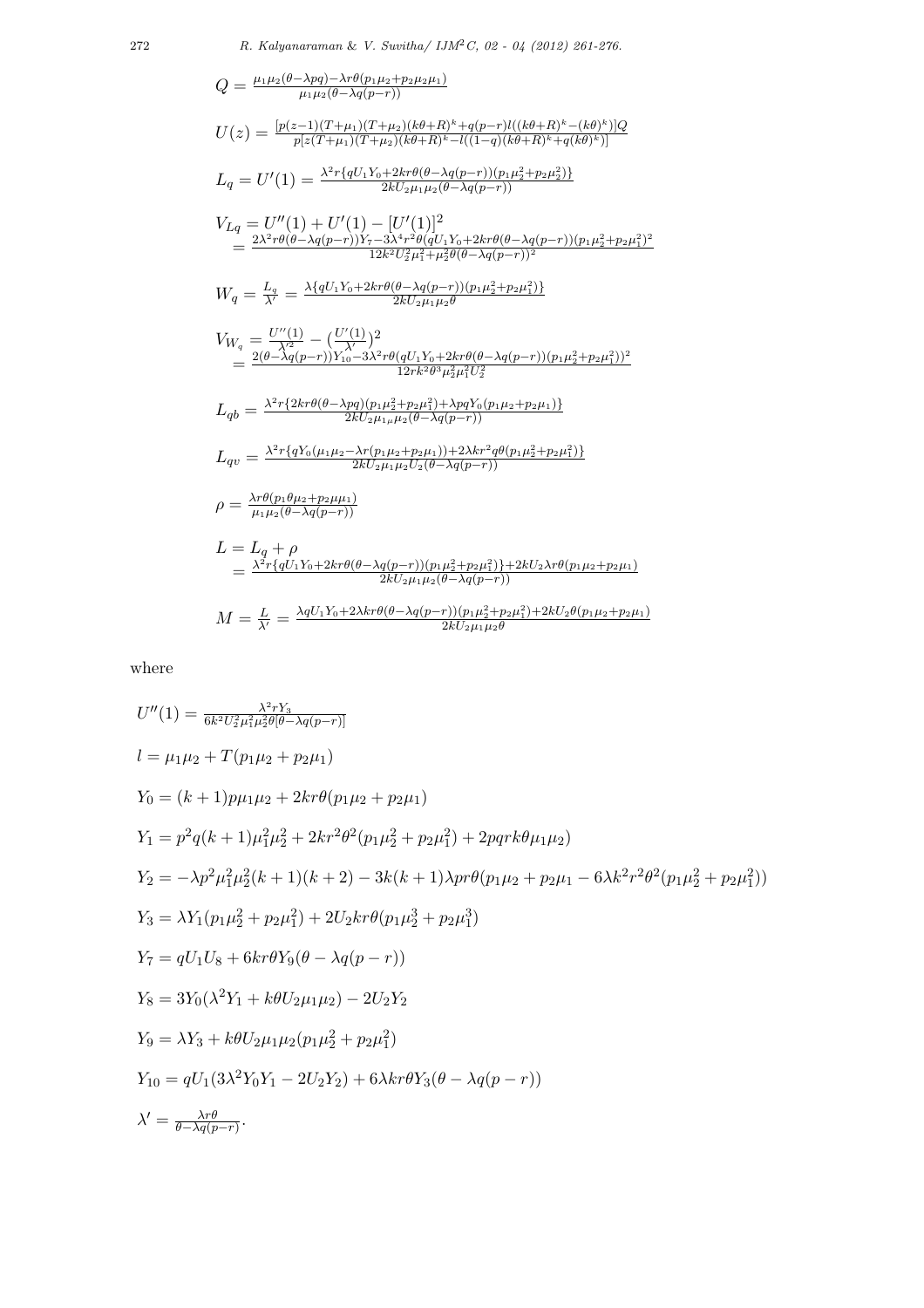$$Q = \frac{\mu_1\mu_2(\theta-\lambda pq)-\lambda r\theta(p_1\mu_2+p_2\mu_2\mu_1)}{\mu_1\mu_2(\theta-\lambda q(p-r))}$$

$$U(z) = \frac{[p(z-1)(T+\mu_1)(T+\mu_2)(k\theta+R)^k+q(p-r)l((k\theta+R)^k-(k\theta)^k)]Q}{p[z(T+\mu_1)(T+\mu_2)(k\theta+R)^k-l((1-q)(k\theta+R)^k+q(k\theta)^k)]}$$

$$L_q = U'(1) = \frac{\lambda^2 r\{qU_1Y_0+2kr\theta(\theta-\lambda q(p-r))(p_1\mu_2^2+p_2\mu_2^2)\}}{2kU_2\mu_1\mu_2(\theta-\lambda q(p-r))}$$

$$V_{Lq} = U''(1)+U'(1)-[U'(1)]^2$$
$$= \frac{2\lambda^2 r\theta(\theta-\lambda q(p-r))Y_7-3\lambda^4r^2\theta(qU_1Y_0+2kr\theta(\theta-\lambda q(p-r))(p_1\mu_2^2+p_2\mu_1^2)^2}{12k^2U_2^2\mu_1^2+\mu_2^2\theta(\theta-\lambda q(p-r))^2}$$

$$W_q = \frac{L_q}{\lambda'} = \frac{\lambda\{qU_1Y_0+2kr\theta(\theta-\lambda q(p-r))(p_1\mu_2^2+p_2\mu_1^2)\}}{2kU_2\mu_1\mu_2\theta}$$

$$V_{W_q} = \frac{U''(1)}{\lambda'^2}-\left(\frac{U'(1)}{\lambda'}\right)^2$$
$$= \frac{2(\theta-\lambda q(p-r))Y_{10}-3\lambda^2r\theta(qU_1Y_0+2kr\theta(\theta-\lambda q(p-r))(p_1\mu_2^2+p_2\mu_1^2))^2}{12rk^2\theta^3\mu_2^2\mu_1^2U_2^2}$$

$$L_{qb} = \frac{\lambda^2 r\{2kr\theta(\theta-\lambda pq)(p_1\mu_2^2+p_2\mu_1^2)+\lambda pqY_0(p_1\mu_2+p_2\mu_1)\}}{2kU_2\mu_{1_\mu}\mu_2(\theta-\lambda q(p-r))}$$

$$L_{qv} = \frac{\lambda^2 r\{qY_0(\mu_1\mu_2-\lambda r(p_1\mu_2+p_2\mu_1))+2\lambda kr^2q\theta(p_1\mu_2^2+p_2\mu_1^2)\}}{2kU_2\mu_1\mu_2U_2(\theta-\lambda q(p-r))}$$

$$\rho = \frac{\lambda r\theta(p_1\theta\mu_2+p_2\mu\mu_1)}{\mu_1\mu_2(\theta-\lambda q(p-r))}$$

$$L = L_q+\rho$$
$$= \frac{\lambda^2 r\{qU_1Y_0+2kr\theta(\theta-\lambda q(p-r))(p_1\mu_2^2+p_2\mu_1^2)\}+2kU_2\lambda r\theta(p_1\mu_2+p_2\mu_1)}{2kU_2\mu_1\mu_2(\theta-\lambda q(p-r))}$$

$$M = \frac{L}{\lambda'} = \frac{\lambda qU_1Y_0+2\lambda kr\theta(\theta-\lambda q(p-r))(p_1\mu_2^2+p_2\mu_1^2)+2kU_2\theta(p_1\mu_2+p_2\mu_1)}{2kU_2\mu_1\mu_2\theta}$$

where

$$U''(1) = \frac{\lambda^2 rY_3}{6k^2U_2^2\mu_1^2\mu_2^2\theta[\theta-\lambda q(p-r)]}$$

$$l = \mu_1\mu_2+T(p_1\mu_2+p_2\mu_1)$$

$$Y_0 = (k+1)p\mu_1\mu_2+2kr\theta(p_1\mu_2+p_2\mu_1)$$

$$Y_1 = p^2q(k+1)\mu_1^2\mu_2^2+2kr^2\theta^2(p_1\mu_2^2+p_2\mu_1^2)+2pqrk\theta\mu_1\mu_2)$$

$$Y_2 = -\lambda p^2\mu_1^2\mu_2^2(k+1)(k+2)-3k(k+1)\lambda pr\theta(p_1\mu_2+p_2\mu_1-6\lambda k^2r^2\theta^2(p_1\mu_2^2+p_2\mu_1^2))$$

$$Y_3 = \lambda Y_1(p_1\mu_2^2+p_2\mu_1^2)+2U_2kr\theta(p_1\mu_2^3+p_2\mu_1^3)$$

$$Y_7 = qU_1U_8+6kr\theta Y_9(\theta-\lambda q(p-r))$$

$$Y_8 = 3Y_0(\lambda^2Y_1+k\theta U_2\mu_1\mu_2)-2U_2Y_2$$

$$Y_9 = \lambda Y_3+k\theta U_2\mu_1\mu_2(p_1\mu_2^2+p_2\mu_1^2)$$

$$Y_{10} = qU_1(3\lambda^2Y_0Y_1-2U_2Y_2)+6\lambda kr\theta Y_3(\theta-\lambda q(p-r))$$

$$\lambda' = \frac{\lambda r\theta}{\theta-\lambda q(p-r)}.$$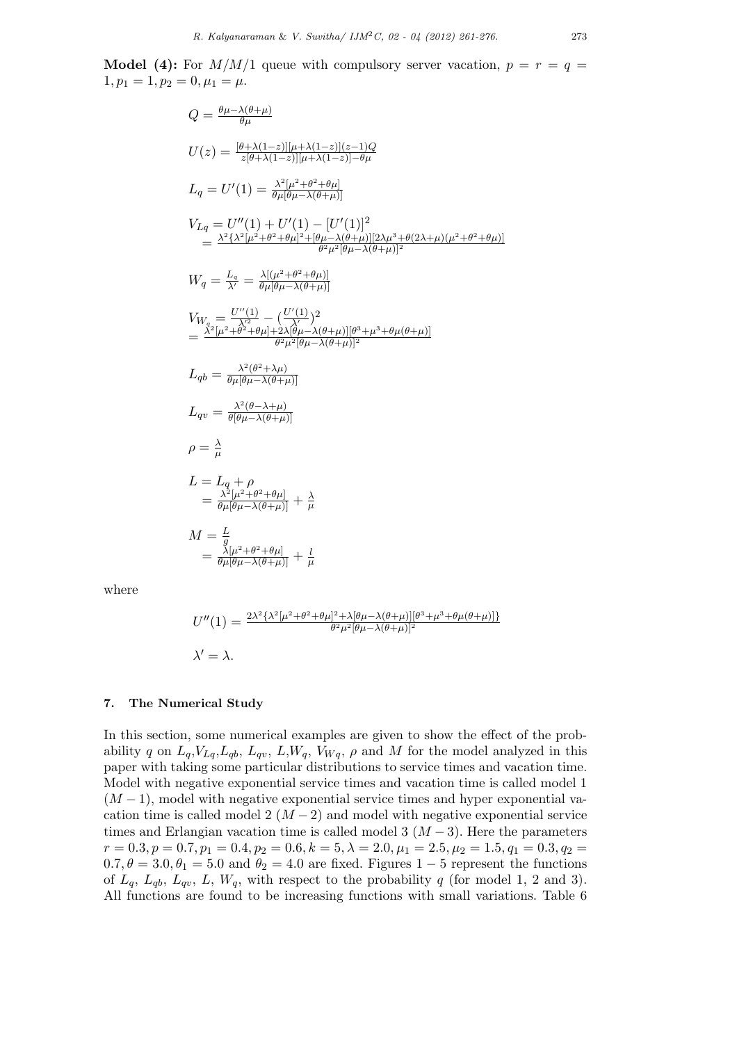**Model (4):** For $M/M/1$ queue with compulsory server vacation, $p = r = q = 1, p_1 = 1, p_2 = 0, \mu_1 = \mu$.

$$Q = \frac{\theta\mu - \lambda(\theta+\mu)}{\theta\mu}$$

$$U(z) = \frac{[\theta+\lambda(1-z)][\mu+\lambda(1-z)](z-1)Q}{z[\theta+\lambda(1-z)][\mu+\lambda(1-z)]-\theta\mu}$$

$$L_q = U'(1) = \frac{\lambda^2[\mu^2+\theta^2+\theta\mu]}{\theta\mu[\theta\mu-\lambda(\theta+\mu)]}$$

$$V_{Lq} = U''(1) + U'(1) - [U'(1)]^2$$
$$= \frac{\lambda^2\{\lambda^2[\mu^2+\theta^2+\theta\mu]^2+[\theta\mu-\lambda(\theta+\mu)][2\lambda\mu^3+\theta(2\lambda+\mu)(\mu^2+\theta^2+\theta\mu)]}{\theta^2\mu^2[\theta\mu-\lambda(\theta+\mu)]^2}$$

$$W_q = \frac{L_q}{\lambda'} = \frac{\lambda[(\mu^2+\theta^2+\theta\mu)]}{\theta\mu[\theta\mu-\lambda(\theta+\mu)]}$$

$$V_{W_q} = \frac{U''(1)}{\lambda'^2} - \left(\frac{U'(1)}{\lambda'}\right)^2$$
$$= \frac{\lambda^2[\mu^2+\theta^2+\theta\mu]+2\lambda[\theta\mu-\lambda(\theta+\mu)][\theta^3+\mu^3+\theta\mu(\theta+\mu)]}{\theta^2\mu^2[\theta\mu-\lambda(\theta+\mu)]^2}$$

$$L_{qb} = \frac{\lambda^2(\theta^2+\lambda\mu)}{\theta\mu[\theta\mu-\lambda(\theta+\mu)]}$$

$$L_{qv} = \frac{\lambda^2(\theta-\lambda+\mu)}{\theta[\theta\mu-\lambda(\theta+\mu)]}$$

$$\rho = \frac{\lambda}{\mu}$$

$$L = L_q + \rho$$
$$= \frac{\lambda^2[\mu^2+\theta^2+\theta\mu]}{\theta\mu[\theta\mu-\lambda(\theta+\mu)]} + \frac{\lambda}{\mu}$$

$$M = \frac{L}{g}$$
$$= \frac{\lambda[\mu^2+\theta^2+\theta\mu]}{\theta\mu[\theta\mu-\lambda(\theta+\mu)]} + \frac{l}{\mu}$$

where

$$U''(1) = \frac{2\lambda^2\{\lambda^2[\mu^2+\theta^2+\theta\mu]^2+\lambda[\theta\mu-\lambda(\theta+\mu)][\theta^3+\mu^3+\theta\mu(\theta+\mu)]\}}{\theta^2\mu^2[\theta\mu-\lambda(\theta+\mu)]^2}$$

$$\lambda' = \lambda.$$

## 7. The Numerical Study

In this section, some numerical examples are given to show the effect of the probability $q$ on $L_q$,$V_{Lq}$,$L_{qb}$, $L_{qv}$, $L$,$W_q$, $V_{Wq}$, $\rho$ and $M$ for the model analyzed in this paper with taking some particular distributions to service times and vacation time. Model with negative exponential service times and vacation time is called model 1 $(M-1)$, model with negative exponential service times and hyper exponential vacation time is called model 2 $(M-2)$ and model with negative exponential service times and Erlangian vacation time is called model 3 $(M-3)$. Here the parameters $r = 0.3, p = 0.7, p_1 = 0.4, p_2 = 0.6, k = 5, \lambda = 2.0, \mu_1 = 2.5, \mu_2 = 1.5, q_1 = 0.3, q_2 = 0.7, \theta = 3.0, \theta_1 = 5.0$ and $\theta_2 = 4.0$ are fixed. Figures $1-5$ represent the functions of $L_q$, $L_{qb}$, $L_{qv}$, $L$, $W_q$, with respect to the probability $q$ (for model 1, 2 and 3). All functions are found to be increasing functions with small variations. Table 6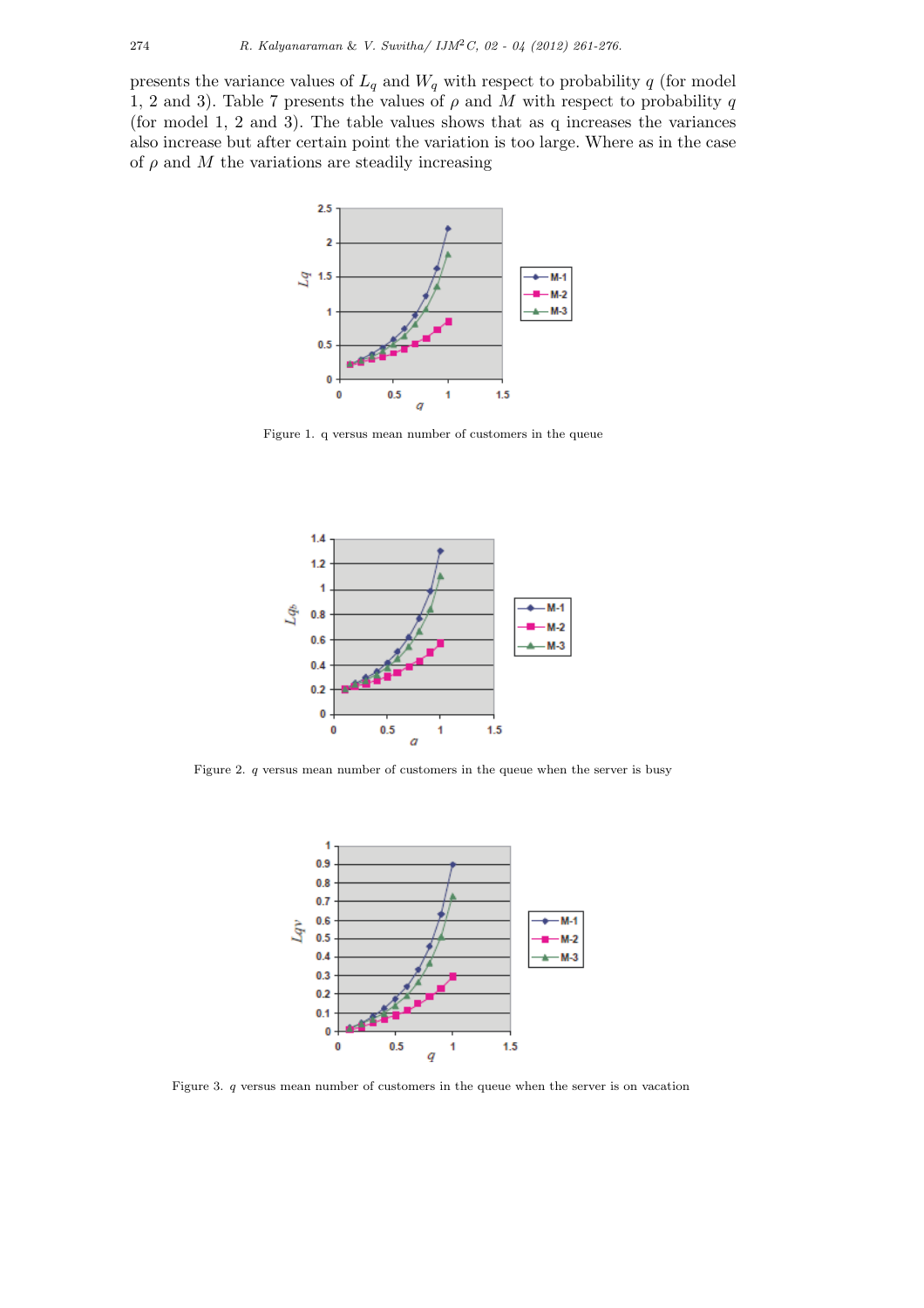presents the variance values of $L_q$ and $W_q$ with respect to probability $q$ (for model 1, 2 and 3). Table 7 presents the values of $\rho$ and $M$ with respect to probability $q$ (for model 1, 2 and 3). The table values shows that as q increases the variances also increase but after certain point the variation is too large. Where as in the case of $\rho$ and $M$ the variations are steadily increasing

Figure 1. q versus mean number of customers in the queue

Figure 2. $q$ versus mean number of customers in the queue when the server is busy

Figure 3. $q$ versus mean number of customers in the queue when the server is on vacation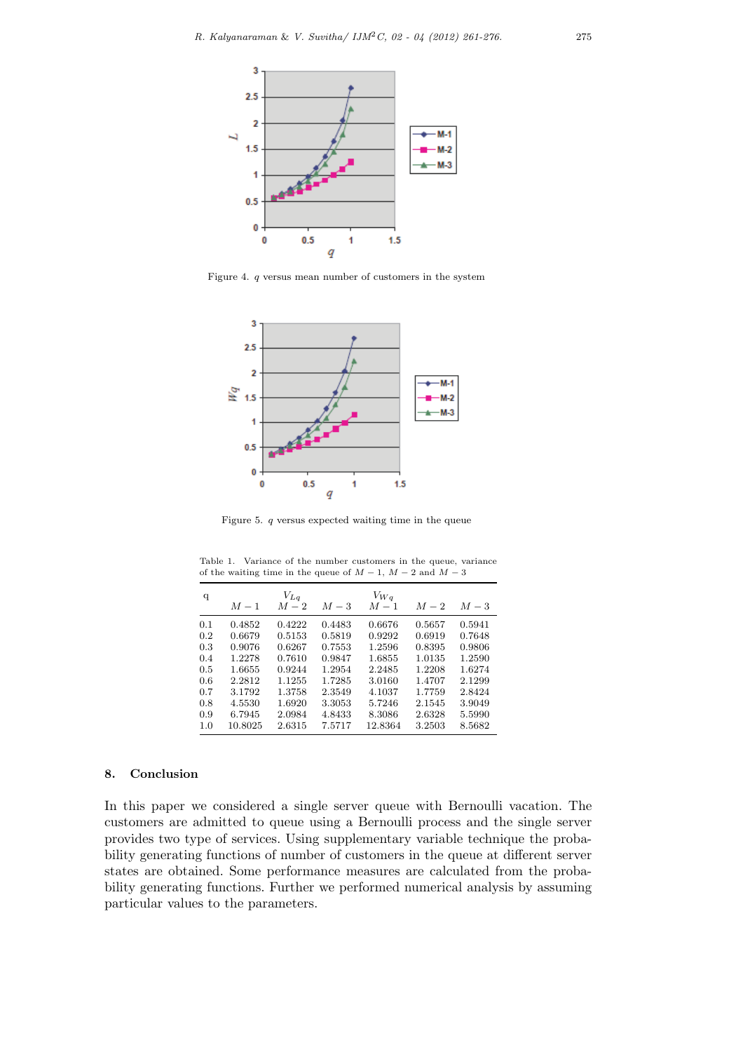Figure 4. $q$ versus mean number of customers in the system

Figure 5. $q$ versus expected waiting time in the queue

Table 1. Variance of the number customers in the queue, variance of the waiting time in the queue of $M-1$, $M-2$ and $M-3$

| q | $V_{Lq}$ $M-1$ | $M-2$ | $M-3$ | $V_{Wq}$ $M-1$ | $M-2$ | $M-3$ |
|---|---|---|---|---|---|---|
| 0.1 | 0.4852 | 0.4222 | 0.4483 | 0.6676 | 0.5657 | 0.5941 |
| 0.2 | 0.6679 | 0.5153 | 0.5819 | 0.9292 | 0.6919 | 0.7648 |
| 0.3 | 0.9076 | 0.6267 | 0.7553 | 1.2596 | 0.8395 | 0.9806 |
| 0.4 | 1.2278 | 0.7610 | 0.9847 | 1.6855 | 1.0135 | 1.2590 |
| 0.5 | 1.6655 | 0.9244 | 1.2954 | 2.2485 | 1.2208 | 1.6274 |
| 0.6 | 2.2812 | 1.1255 | 1.7285 | 3.0160 | 1.4707 | 2.1299 |
| 0.7 | 3.1792 | 1.3758 | 2.3549 | 4.1037 | 1.7759 | 2.8424 |
| 0.8 | 4.5530 | 1.6920 | 3.3053 | 5.7246 | 2.1545 | 3.9049 |
| 0.9 | 6.7945 | 2.0984 | 4.8433 | 8.3086 | 2.6328 | 5.5990 |
| 1.0 | 10.8025 | 2.6315 | 7.5717 | 12.8364 | 3.2503 | 8.5682 |

## 8. Conclusion

In this paper we considered a single server queue with Bernoulli vacation. The customers are admitted to queue using a Bernoulli process and the single server provides two type of services. Using supplementary variable technique the probability generating functions of number of customers in the queue at different server states are obtained. Some performance measures are calculated from the probability generating functions. Further we performed numerical analysis by assuming particular values to the parameters.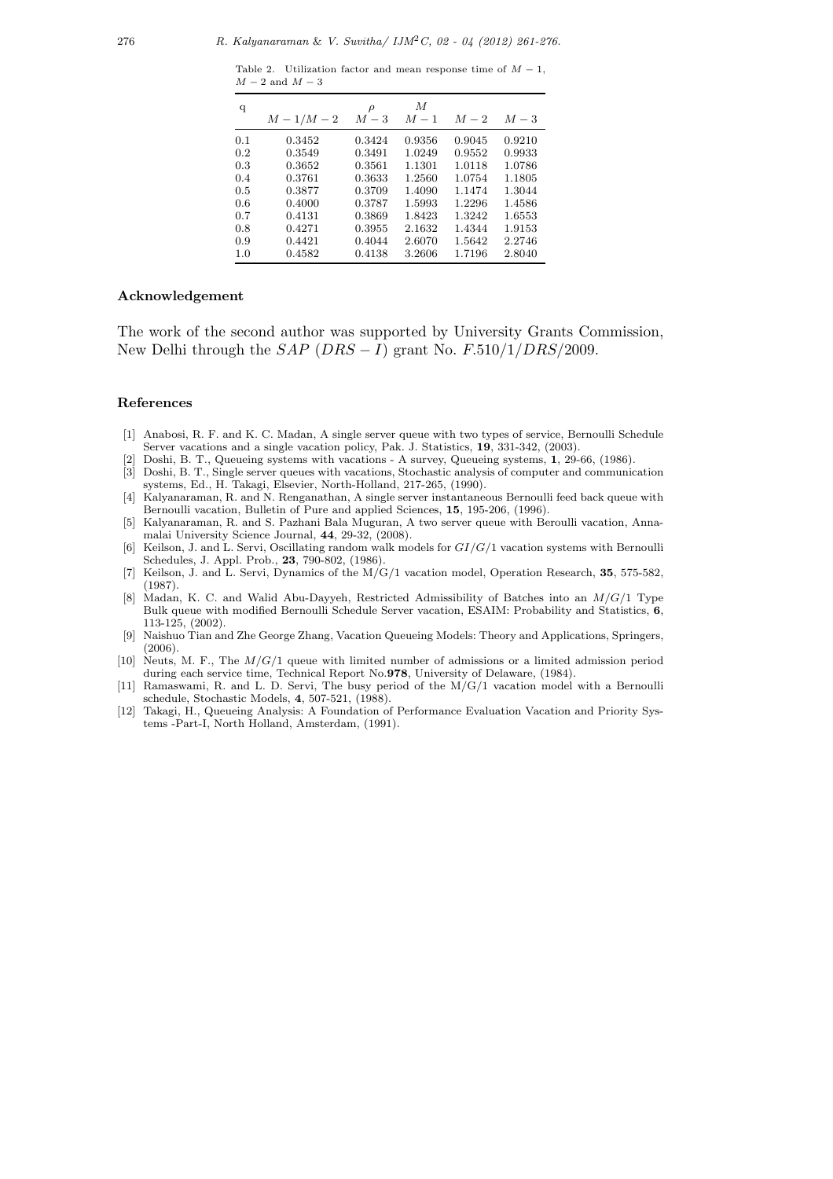Table 2. Utilization factor and mean response time of $M-1$, $M-2$ and $M-3$

| q | $\rho$ | | $M$ | | |
|---|---|---|---|---|---|
| | $M-1/M-2$ | $M-3$ | $M-1$ | $M-2$ | $M-3$ |
| 0.1 | 0.3452 | 0.3424 | 0.9356 | 0.9045 | 0.9210 |
| 0.2 | 0.3549 | 0.3491 | 1.0249 | 0.9552 | 0.9933 |
| 0.3 | 0.3652 | 0.3561 | 1.1301 | 1.0118 | 1.0786 |
| 0.4 | 0.3761 | 0.3633 | 1.2560 | 1.0754 | 1.1805 |
| 0.5 | 0.3877 | 0.3709 | 1.4090 | 1.1474 | 1.3044 |
| 0.6 | 0.4000 | 0.3787 | 1.5993 | 1.2296 | 1.4586 |
| 0.7 | 0.4131 | 0.3869 | 1.8423 | 1.3242 | 1.6553 |
| 0.8 | 0.4271 | 0.3955 | 2.1632 | 1.4344 | 1.9153 |
| 0.9 | 0.4421 | 0.4044 | 2.6070 | 1.5642 | 2.2746 |
| 1.0 | 0.4582 | 0.4138 | 3.2606 | 1.7196 | 2.8040 |

### Acknowledgement

The work of the second author was supported by University Grants Commission, New Delhi through the $SAP$ $(DRS-I)$ grant No. $F.510/1/DRS/2009$.

### References

[1] Anabosi, R. F. and K. C. Madan, A single server queue with two types of service, Bernoulli Schedule Server vacations and a single vacation policy, Pak. J. Statistics, **19**, 331-342, (2003).

[2] Doshi, B. T., Queueing systems with vacations - A survey, Queueing systems, **1**, 29-66, (1986).

[3] Doshi, B. T., Single server queues with vacations, Stochastic analysis of computer and communication systems, Ed., H. Takagi, Elsevier, North-Holland, 217-265, (1990).

[4] Kalyanaraman, R. and N. Renganathan, A single server instantaneous Bernoulli feed back queue with Bernoulli vacation, Bulletin of Pure and applied Sciences, **15**, 195-206, (1996).

[5] Kalyanaraman, R. and S. Pazhani Bala Muguran, A two server queue with Beroulli vacation, Annamalai University Science Journal, **44**, 29-32, (2008).

[6] Keilson, J. and L. Servi, Oscillating random walk models for $GI/G/1$ vacation systems with Bernoulli Schedules, J. Appl. Prob., **23**, 790-802, (1986).

[7] Keilson, J. and L. Servi, Dynamics of the M/G/1 vacation model, Operation Research, **35**, 575-582, (1987).

[8] Madan, K. C. and Walid Abu-Dayyeh, Restricted Admissibility of Batches into an $M/G/1$ Type Bulk queue with modified Bernoulli Schedule Server vacation, ESAIM: Probability and Statistics, **6**, 113-125, (2002).

[9] Naishuo Tian and Zhe George Zhang, Vacation Queueing Models: Theory and Applications, Springers, (2006).

[10] Neuts, M. F., The $M/G/1$ queue with limited number of admissions or a limited admission period during each service time, Technical Report No.**978**, University of Delaware, (1984).

[11] Ramaswami, R. and L. D. Servi, The busy period of the M/G/1 vacation model with a Bernoulli schedule, Stochastic Models, **4**, 507-521, (1988).

[12] Takagi, H., Queueing Analysis: A Foundation of Performance Evaluation Vacation and Priority Systems -Part-I, North Holland, Amsterdam, (1991).